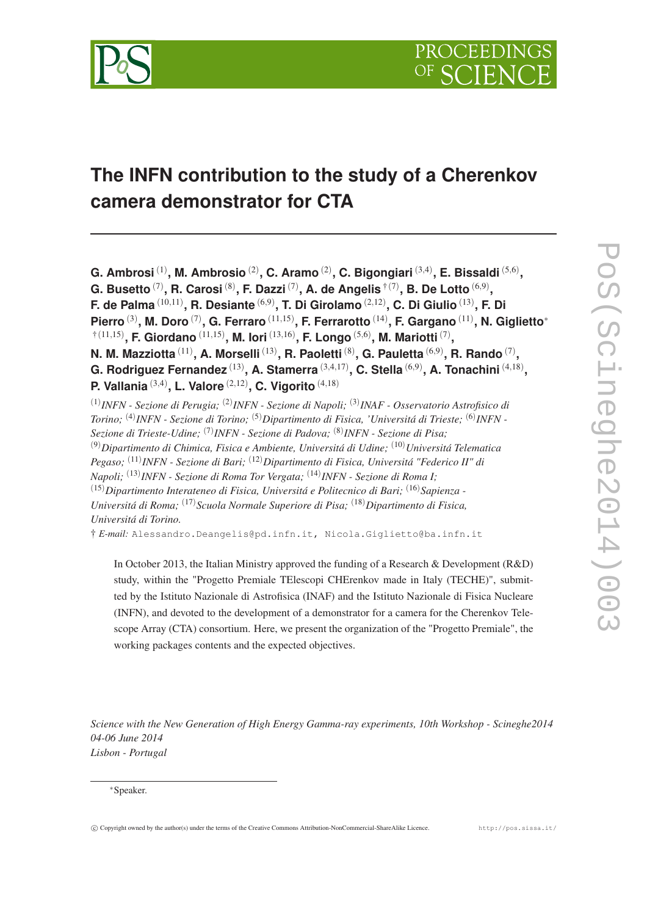# The INFN contribution to the study of a Cherenkov camera demonstrator for CTA

**G. Ambrosi** [(1)], **M. Ambrosio** [(2)], **C. Aramo** [(2)], **C. Bigongiari** [(3,4)], **E. Bissaldi** [(5,6)], **G. Busetto** [(7)], **R. Carosi** [(8)], **F. Dazzi** [(7)], **A. de Angelis** [†(7)], **B. De Lotto** [(6,9)], **F. de Palma** [(10,11)], **R. Desiante** [(6,9)], **T. Di Girolamo** [(2,12)], **C. Di Giulio** [(13)], **F. Di Pierro** [(3)], **M. Doro** [(7)], **G. Ferraro** [(11,15)], **F. Ferrarotto** [(14)], **F. Gargano** [(11)], **N. Giglietto**[*] [†(11,15)], **F. Giordano** [(11,15)], **M. Iori** [(13,16)], **F. Longo** [(5,6)], **M. Mariotti** [(7)], **N. M. Mazziotta** [(11)], **A. Morselli** [(13)], **R. Paoletti** [(8)], **G. Pauletta** [(6,9)], **R. Rando** [(7)], **G. Rodriguez Fernandez** [(13)], **A. Stamerra** [(3,4,17)], **C. Stella** [(6,9)], **A. Tonachini** [(4,18)], **P. Vallania** [(3,4)], **L. Valore** [(2,12)], **C. Vigorito** [(4,18)]

[(1)] *INFN - Sezione di Perugia;* [(2)] *INFN - Sezione di Napoli;* [(3)] *INAF - Osservatorio Astrofisico di Torino;* [(4)] *INFN - Sezione di Torino;* [(5)] *Dipartimento di Fisica, 'Universitá di Trieste;* [(6)] *INFN - Sezione di Trieste-Udine;* [(7)] *INFN - Sezione di Padova;* [(8)] *INFN - Sezione di Pisa;* [(9)] *Dipartimento di Chimica, Fisica e Ambiente, Universitá di Udine;* [(10)] *Universitá Telematica Pegaso;* [(11)] *INFN - Sezione di Bari;* [(12)] *Dipartimento di Fisica, Universitá "Federico II" di Napoli;* [(13)] *INFN - Sezione di Roma Tor Vergata;* [(14)] *INFN - Sezione di Roma I;* [(15)] *Dipartimento Interateneo di Fisica, Universitá e Politecnico di Bari;* [(16)] *Sapienza - Universitá di Roma;* [(17)] *Scuola Normale Superiore di Pisa;* [(18)] *Dipartimento di Fisica, Universitá di Torino.*

† *E-mail:* Alessandro.Deangelis@pd.infn.it, Nicola.Giglietto@ba.infn.it

In October 2013, the Italian Ministry approved the funding of a Research & Development (R&D) study, within the "Progetto Premiale TElescopi CHErenkov made in Italy (TECHE)", submitted by the Istituto Nazionale di Astrofisica (INAF) and the Istituto Nazionale di Fisica Nucleare (INFN), and devoted to the development of a demonstrator for a camera for the Cherenkov Telescope Array (CTA) consortium. Here, we present the organization of the "Progetto Premiale", the working packages contents and the expected objectives.

*Science with the New Generation of High Energy Gamma-ray experiments, 10th Workshop - Scineghe2014*
*04-06 June 2014*
*Lisbon - Portugal*

[*] Speaker.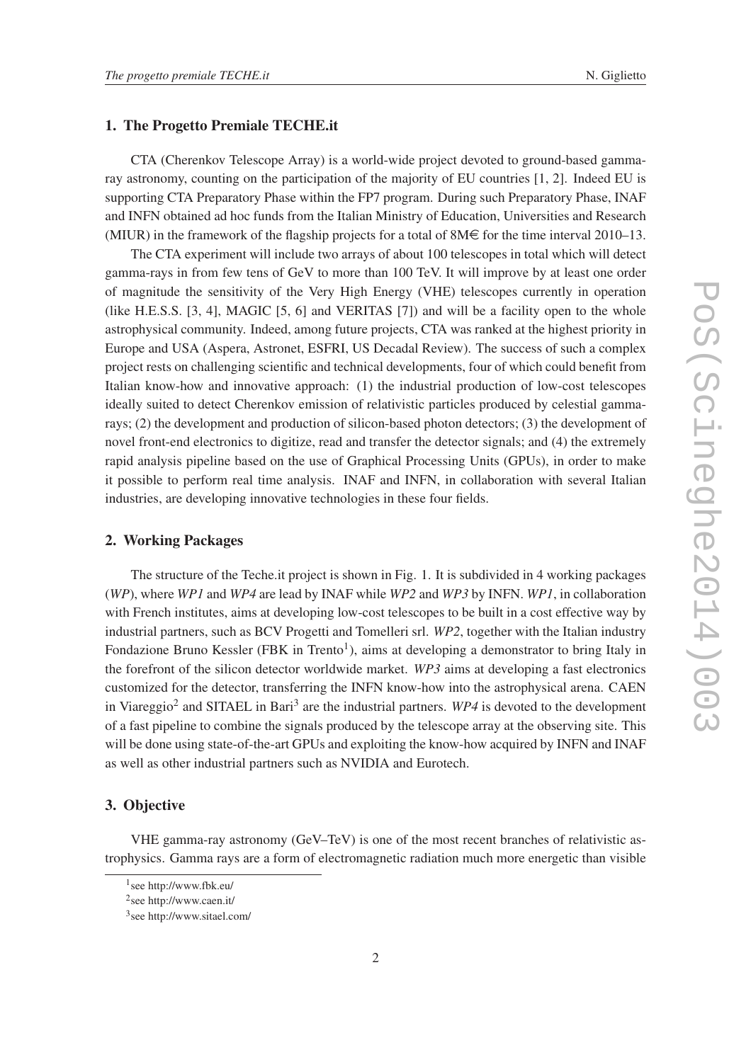## 1. The Progetto Premiale TECHE.it

CTA (Cherenkov Telescope Array) is a world-wide project devoted to ground-based gamma-ray astronomy, counting on the participation of the majority of EU countries [1, 2]. Indeed EU is supporting CTA Preparatory Phase within the FP7 program. During such Preparatory Phase, INAF and INFN obtained ad hoc funds from the Italian Ministry of Education, Universities and Research (MIUR) in the framework of the flagship projects for a total of 8M€ for the time interval 2010–13.

The CTA experiment will include two arrays of about 100 telescopes in total which will detect gamma-rays in from few tens of GeV to more than 100 TeV. It will improve by at least one order of magnitude the sensitivity of the Very High Energy (VHE) telescopes currently in operation (like H.E.S.S. [3, 4], MAGIC [5, 6] and VERITAS [7]) and will be a facility open to the whole astrophysical community. Indeed, among future projects, CTA was ranked at the highest priority in Europe and USA (Aspera, Astronet, ESFRI, US Decadal Review). The success of such a complex project rests on challenging scientific and technical developments, four of which could benefit from Italian know-how and innovative approach: (1) the industrial production of low-cost telescopes ideally suited to detect Cherenkov emission of relativistic particles produced by celestial gamma-rays; (2) the development and production of silicon-based photon detectors; (3) the development of novel front-end electronics to digitize, read and transfer the detector signals; and (4) the extremely rapid analysis pipeline based on the use of Graphical Processing Units (GPUs), in order to make it possible to perform real time analysis. INAF and INFN, in collaboration with several Italian industries, are developing innovative technologies in these four fields.

## 2. Working Packages

The structure of the Teche.it project is shown in Fig. 1. It is subdivided in 4 working packages (*WP*), where *WP1* and *WP4* are lead by INAF while *WP2* and *WP3* by INFN. *WP1*, in collaboration with French institutes, aims at developing low-cost telescopes to be built in a cost effective way by industrial partners, such as BCV Progetti and Tomelleri srl. *WP2*, together with the Italian industry Fondazione Bruno Kessler (FBK in Trento[1]), aims at developing a demonstrator to bring Italy in the forefront of the silicon detector worldwide market. *WP3* aims at developing a fast electronics customized for the detector, transferring the INFN know-how into the astrophysical arena. CAEN in Viareggio[2] and SITAEL in Bari[3] are the industrial partners. *WP4* is devoted to the development of a fast pipeline to combine the signals produced by the telescope array at the observing site. This will be done using state-of-the-art GPUs and exploiting the know-how acquired by INFN and INAF as well as other industrial partners such as NVIDIA and Eurotech.

## 3. Objective

VHE gamma-ray astronomy (GeV–TeV) is one of the most recent branches of relativistic astrophysics. Gamma rays are a form of electromagnetic radiation much more energetic than visible

---

[1] see http://www.fbk.eu/

[2] see http://www.caen.it/

[3] see http://www.sitael.com/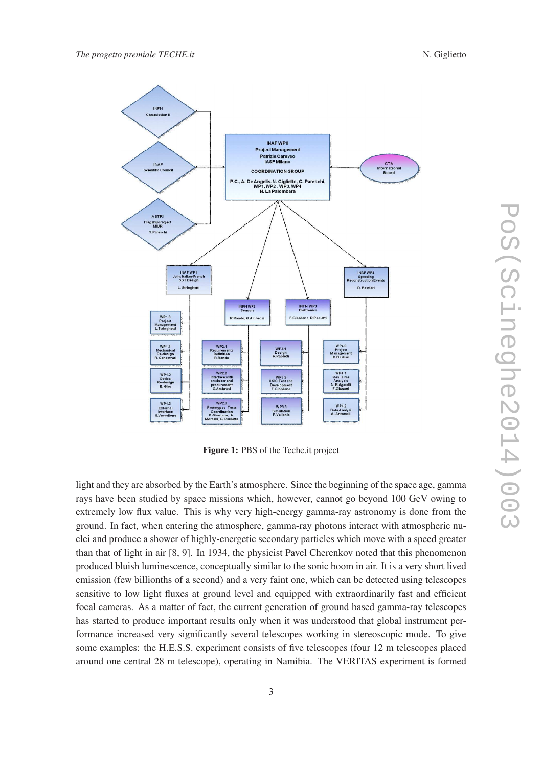**Figure 1:** PBS of the Teche.it project

light and they are absorbed by the Earth's atmosphere. Since the beginning of the space age, gamma rays have been studied by space missions which, however, cannot go beyond 100 GeV owing to extremely low flux value. This is why very high-energy gamma-ray astronomy is done from the ground. In fact, when entering the atmosphere, gamma-ray photons interact with atmospheric nuclei and produce a shower of highly-energetic secondary particles which move with a speed greater than that of light in air [8, 9]. In 1934, the physicist Pavel Cherenkov noted that this phenomenon produced bluish luminescence, conceptually similar to the sonic boom in air. It is a very short lived emission (few billionths of a second) and a very faint one, which can be detected using telescopes sensitive to low light fluxes at ground level and equipped with extraordinarily fast and efficient focal cameras. As a matter of fact, the current generation of ground based gamma-ray telescopes has started to produce important results only when it was understood that global instrument performance increased very significantly several telescopes working in stereoscopic mode. To give some examples: the H.E.S.S. experiment consists of five telescopes (four 12 m telescopes placed around one central 28 m telescope), operating in Namibia. The VERITAS experiment is formed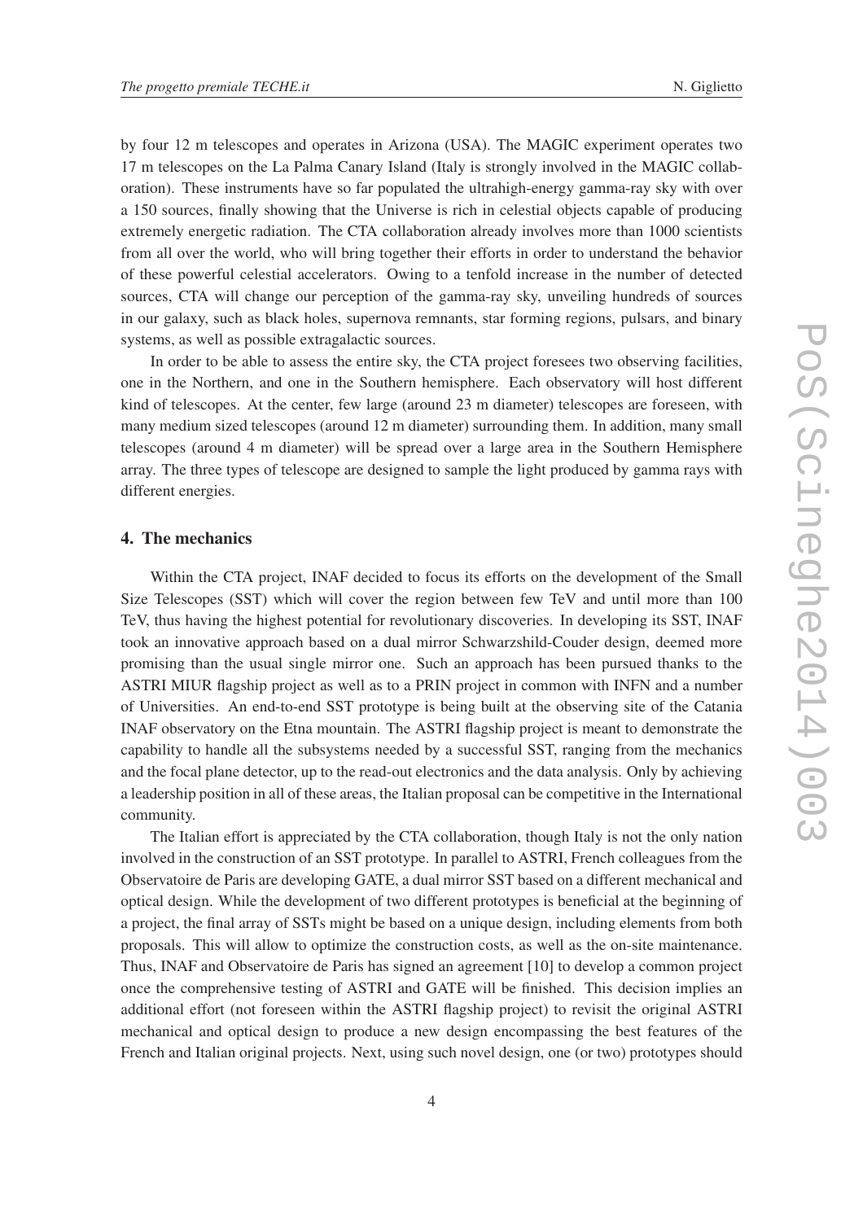by four 12 m telescopes and operates in Arizona (USA). The MAGIC experiment operates two 17 m telescopes on the La Palma Canary Island (Italy is strongly involved in the MAGIC collaboration). These instruments have so far populated the ultrahigh-energy gamma-ray sky with over a 150 sources, finally showing that the Universe is rich in celestial objects capable of producing extremely energetic radiation. The CTA collaboration already involves more than 1000 scientists from all over the world, who will bring together their efforts in order to understand the behavior of these powerful celestial accelerators. Owing to a tenfold increase in the number of detected sources, CTA will change our perception of the gamma-ray sky, unveiling hundreds of sources in our galaxy, such as black holes, supernova remnants, star forming regions, pulsars, and binary systems, as well as possible extragalactic sources.

In order to be able to assess the entire sky, the CTA project foresees two observing facilities, one in the Northern, and one in the Southern hemisphere. Each observatory will host different kind of telescopes. At the center, few large (around 23 m diameter) telescopes are foreseen, with many medium sized telescopes (around 12 m diameter) surrounding them. In addition, many small telescopes (around 4 m diameter) will be spread over a large area in the Southern Hemisphere array. The three types of telescope are designed to sample the light produced by gamma rays with different energies.

## 4. The mechanics

Within the CTA project, INAF decided to focus its efforts on the development of the Small Size Telescopes (SST) which will cover the region between few TeV and until more than 100 TeV, thus having the highest potential for revolutionary discoveries. In developing its SST, INAF took an innovative approach based on a dual mirror Schwarzshild-Couder design, deemed more promising than the usual single mirror one. Such an approach has been pursued thanks to the ASTRI MIUR flagship project as well as to a PRIN project in common with INFN and a number of Universities. An end-to-end SST prototype is being built at the observing site of the Catania INAF observatory on the Etna mountain. The ASTRI flagship project is meant to demonstrate the capability to handle all the subsystems needed by a successful SST, ranging from the mechanics and the focal plane detector, up to the read-out electronics and the data analysis. Only by achieving a leadership position in all of these areas, the Italian proposal can be competitive in the International community.

The Italian effort is appreciated by the CTA collaboration, though Italy is not the only nation involved in the construction of an SST prototype. In parallel to ASTRI, French colleagues from the Observatoire de Paris are developing GATE, a dual mirror SST based on a different mechanical and optical design. While the development of two different prototypes is beneficial at the beginning of a project, the final array of SSTs might be based on a unique design, including elements from both proposals. This will allow to optimize the construction costs, as well as the on-site maintenance. Thus, INAF and Observatoire de Paris has signed an agreement [10] to develop a common project once the comprehensive testing of ASTRI and GATE will be finished. This decision implies an additional effort (not foreseen within the ASTRI flagship project) to revisit the original ASTRI mechanical and optical design to produce a new design encompassing the best features of the French and Italian original projects. Next, using such novel design, one (or two) prototypes should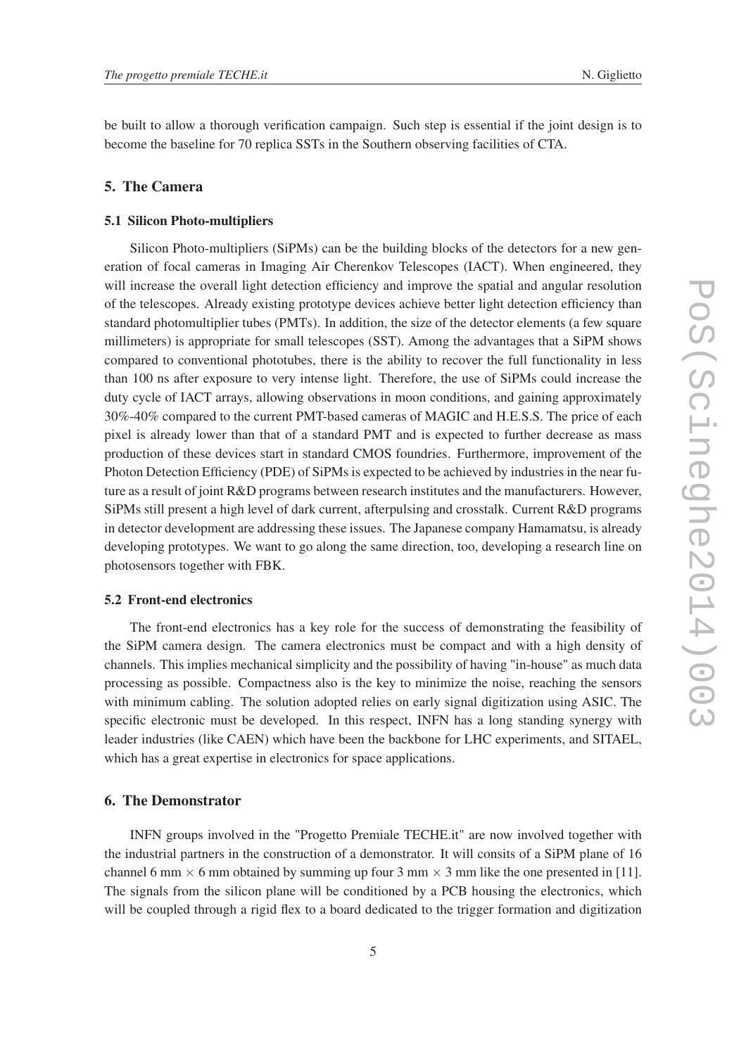be built to allow a thorough verification campaign. Such step is essential if the joint design is to become the baseline for 70 replica SSTs in the Southern observing facilities of CTA.

## 5. The Camera

### 5.1 Silicon Photo-multipliers

Silicon Photo-multipliers (SiPMs) can be the building blocks of the detectors for a new generation of focal cameras in Imaging Air Cherenkov Telescopes (IACT). When engineered, they will increase the overall light detection efficiency and improve the spatial and angular resolution of the telescopes. Already existing prototype devices achieve better light detection efficiency than standard photomultiplier tubes (PMTs). In addition, the size of the detector elements (a few square millimeters) is appropriate for small telescopes (SST). Among the advantages that a SiPM shows compared to conventional phototubes, there is the ability to recover the full functionality in less than 100 ns after exposure to very intense light. Therefore, the use of SiPMs could increase the duty cycle of IACT arrays, allowing observations in moon conditions, and gaining approximately 30%-40% compared to the current PMT-based cameras of MAGIC and H.E.S.S. The price of each pixel is already lower than that of a standard PMT and is expected to further decrease as mass production of these devices start in standard CMOS foundries. Furthermore, improvement of the Photon Detection Efficiency (PDE) of SiPMs is expected to be achieved by industries in the near future as a result of joint R&D programs between research institutes and the manufacturers. However, SiPMs still present a high level of dark current, afterpulsing and crosstalk. Current R&D programs in detector development are addressing these issues. The Japanese company Hamamatsu, is already developing prototypes. We want to go along the same direction, too, developing a research line on photosensors together with FBK.

### 5.2 Front-end electronics

The front-end electronics has a key role for the success of demonstrating the feasibility of the SiPM camera design. The camera electronics must be compact and with a high density of channels. This implies mechanical simplicity and the possibility of having "in-house" as much data processing as possible. Compactness also is the key to minimize the noise, reaching the sensors with minimum cabling. The solution adopted relies on early signal digitization using ASIC. The specific electronic must be developed. In this respect, INFN has a long standing synergy with leader industries (like CAEN) which have been the backbone for LHC experiments, and SITAEL, which has a great expertise in electronics for space applications.

## 6. The Demonstrator

INFN groups involved in the "Progetto Premiale TECHE.it" are now involved together with the industrial partners in the construction of a demonstrator. It will consits of a SiPM plane of 16 channel 6 mm $\times$ 6 mm obtained by summing up four 3 mm $\times$ 3 mm like the one presented in [11]. The signals from the silicon plane will be conditioned by a PCB housing the electronics, which will be coupled through a rigid flex to a board dedicated to the trigger formation and digitization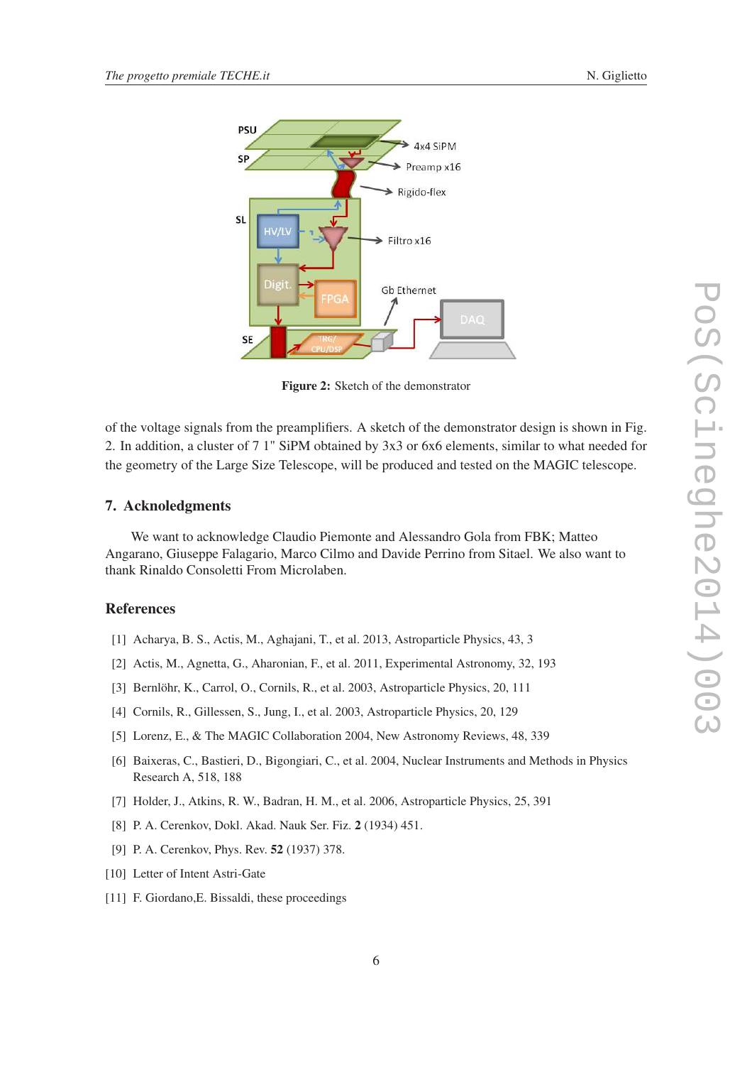PSU

SP

4x4 SiPM

Preamp x16

Rigido-flex

SL

HV/LV

Filtro x16

Digit.

FPGA

Gb Ethernet

DAQ

SE

TRG/
CPU/DSP

**Figure 2:** Sketch of the demonstrator

of the voltage signals from the preamplifiers. A sketch of the demonstrator design is shown in Fig. 2. In addition, a cluster of 7 1" SiPM obtained by 3x3 or 6x6 elements, similar to what needed for the geometry of the Large Size Telescope, will be produced and tested on the MAGIC telescope.

## 7. Acknoledgments

We want to acknowledge Claudio Piemonte and Alessandro Gola from FBK; Matteo Angarano, Giuseppe Falagario, Marco Cilmo and Davide Perrino from Sitael. We also want to thank Rinaldo Consoletti From Microlaben.

## References

[1] Acharya, B. S., Actis, M., Aghajani, T., et al. 2013, Astroparticle Physics, 43, 3

[2] Actis, M., Agnetta, G., Aharonian, F., et al. 2011, Experimental Astronomy, 32, 193

[3] Bernlöhr, K., Carrol, O., Cornils, R., et al. 2003, Astroparticle Physics, 20, 111

[4] Cornils, R., Gillessen, S., Jung, I., et al. 2003, Astroparticle Physics, 20, 129

[5] Lorenz, E., & The MAGIC Collaboration 2004, New Astronomy Reviews, 48, 339

[6] Baixeras, C., Bastieri, D., Bigongiari, C., et al. 2004, Nuclear Instruments and Methods in Physics Research A, 518, 188

[7] Holder, J., Atkins, R. W., Badran, H. M., et al. 2006, Astroparticle Physics, 25, 391

[8] P. A. Cerenkov, Dokl. Akad. Nauk Ser. Fiz. **2** (1934) 451.

[9] P. A. Cerenkov, Phys. Rev. **52** (1937) 378.

[10] Letter of Intent Astri-Gate

[11] F. Giordano,E. Bissaldi, these proceedings